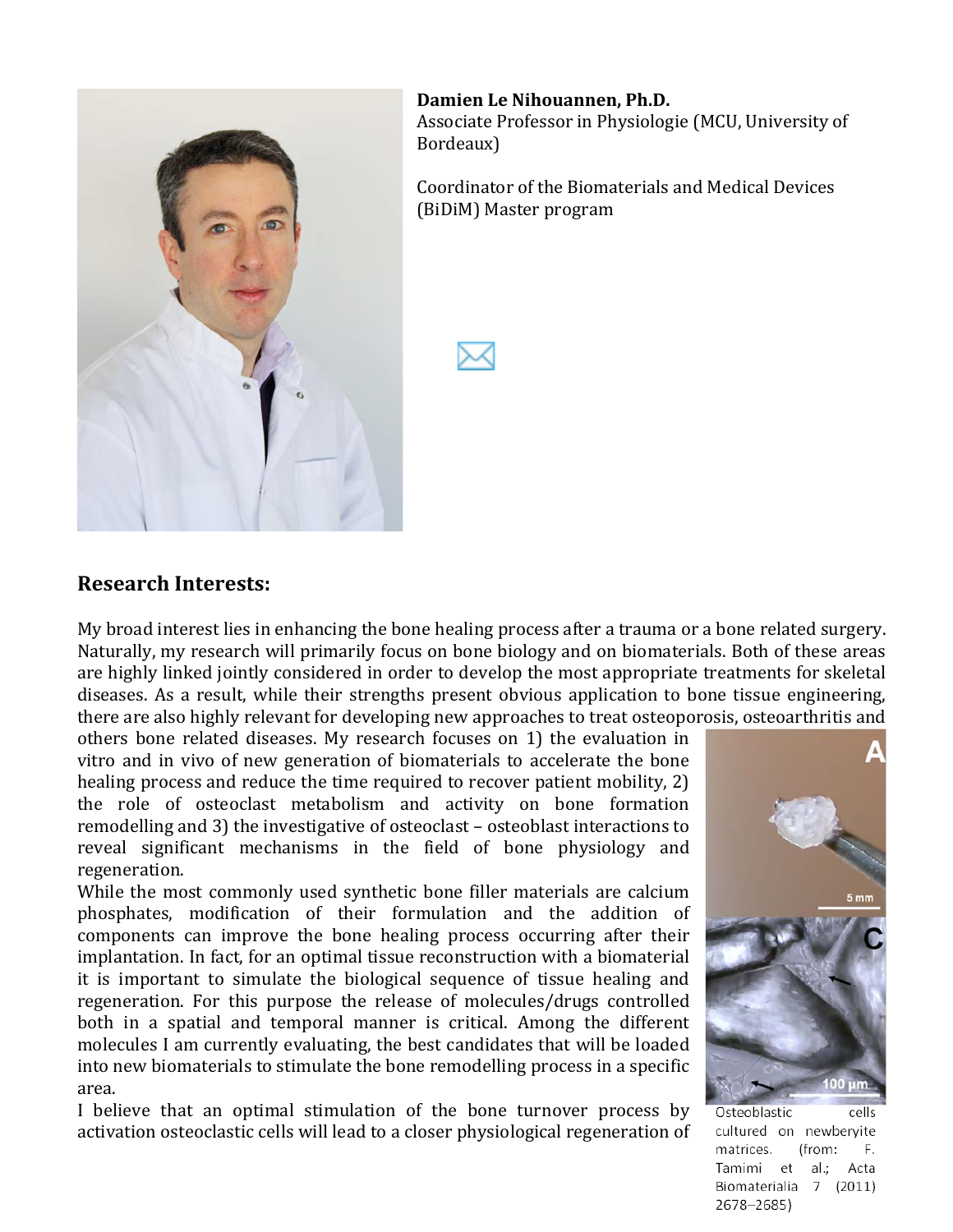**Damien Le Nihouannen, Ph.D.**
Associate Professor in Physiologie (MCU, University of Bordeaux)

Coordinator of the Biomaterials and Medical Devices (BiDiM) Master program

## Research Interests:

My broad interest lies in enhancing the bone healing process after a trauma or a bone related surgery. Naturally, my research will primarily focus on bone biology and on biomaterials. Both of these areas are highly linked jointly considered in order to develop the most appropriate treatments for skeletal diseases. As a result, while their strengths present obvious application to bone tissue engineering, there are also highly relevant for developing new approaches to treat osteoporosis, osteoarthritis and others bone related diseases. My research focuses on 1) the evaluation in vitro and in vivo of new generation of biomaterials to accelerate the bone healing process and reduce the time required to recover patient mobility, 2) the role of osteoclast metabolism and activity on bone formation remodelling and 3) the investigative of osteoclast – osteoblast interactions to reveal significant mechanisms in the field of bone physiology and regeneration.

While the most commonly used synthetic bone filler materials are calcium phosphates, modification of their formulation and the addition of components can improve the bone healing process occurring after their implantation. In fact, for an optimal tissue reconstruction with a biomaterial it is important to simulate the biological sequence of tissue healing and regeneration. For this purpose the release of molecules/drugs controlled both in a spatial and temporal manner is critical. Among the different molecules I am currently evaluating, the best candidates that will be loaded into new biomaterials to stimulate the bone remodelling process in a specific area.

I believe that an optimal stimulation of the bone turnover process by activation osteoclastic cells will lead to a closer physiological regeneration of

Osteoblastic cells cultured on newberyite matrices. (from: F. Tamimi et al.; Acta Biomaterialia 7 (2011) 2678–2685)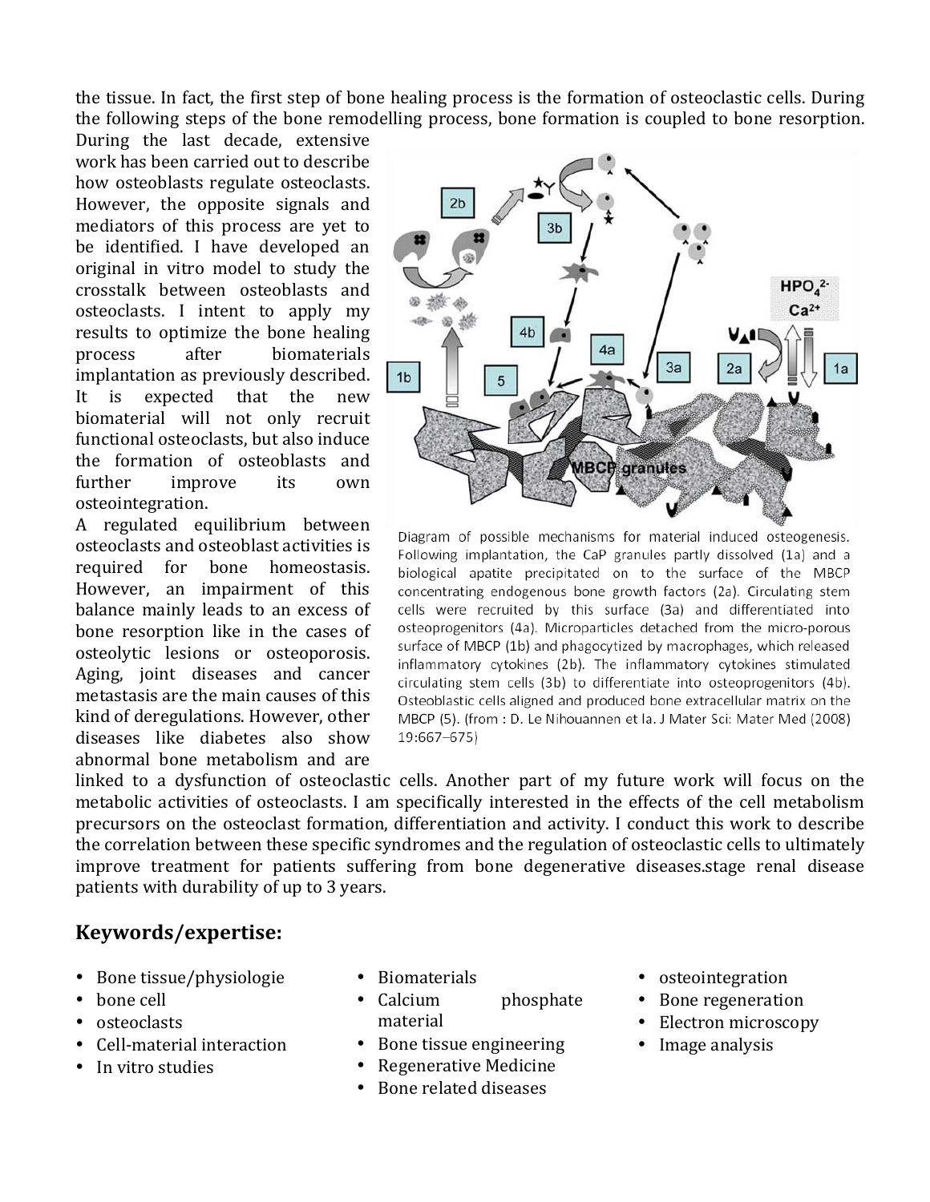the tissue. In fact, the first step of bone healing process is the formation of osteoclastic cells. During the following steps of the bone remodelling process, bone formation is coupled to bone resorption. During the last decade, extensive work has been carried out to describe how osteoblasts regulate osteoclasts. However, the opposite signals and mediators of this process are yet to be identified. I have developed an original in vitro model to study the crosstalk between osteoblasts and osteoclasts. I intent to apply my results to optimize the bone healing process after biomaterials implantation as previously described. It is expected that the new biomaterial will not only recruit functional osteoclasts, but also induce the formation of osteoblasts and further improve its own osteointegration.

Diagram of possible mechanisms for material induced osteogenesis. Following implantation, the CaP granules partly dissolved (1a) and a biological apatite precipitated on to the surface of the MBCP concentrating endogenous bone growth factors (2a). Circulating stem cells were recruited by this surface (3a) and differentiated into osteoprogenitors (4a). Microparticles detached from the micro-porous surface of MBCP (1b) and phagocytized by macrophages, which released inflammatory cytokines (2b). The inflammatory cytokines stimulated circulating stem cells (3b) to differentiate into osteoprogenitors (4b). Osteoblastic cells aligned and produced bone extracellular matrix on the MBCP (5). (from : D. Le Nihouannen et la. J Mater Sci: Mater Med (2008) 19:667–675)

A regulated equilibrium between osteoclasts and osteoblast activities is required for bone homeostasis. However, an impairment of this balance mainly leads to an excess of bone resorption like in the cases of osteolytic lesions or osteoporosis. Aging, joint diseases and cancer metastasis are the main causes of this kind of deregulations. However, other diseases like diabetes also show abnormal bone metabolism and are linked to a dysfunction of osteoclastic cells. Another part of my future work will focus on the metabolic activities of osteoclasts. I am specifically interested in the effects of the cell metabolism precursors on the osteoclast formation, differentiation and activity. I conduct this work to describe the correlation between these specific syndromes and the regulation of osteoclastic cells to ultimately improve treatment for patients suffering from bone degenerative diseases.stage renal disease patients with durability of up to 3 years.

## Keywords/expertise:

- Bone tissue/physiologie
- bone cell
- osteoclasts
- Cell-material interaction
- In vitro studies
- Biomaterials
- Calcium phosphate material
- Bone tissue engineering
- Regenerative Medicine
- Bone related diseases
- osteointegration
- Bone regeneration
- Electron microscopy
- Image analysis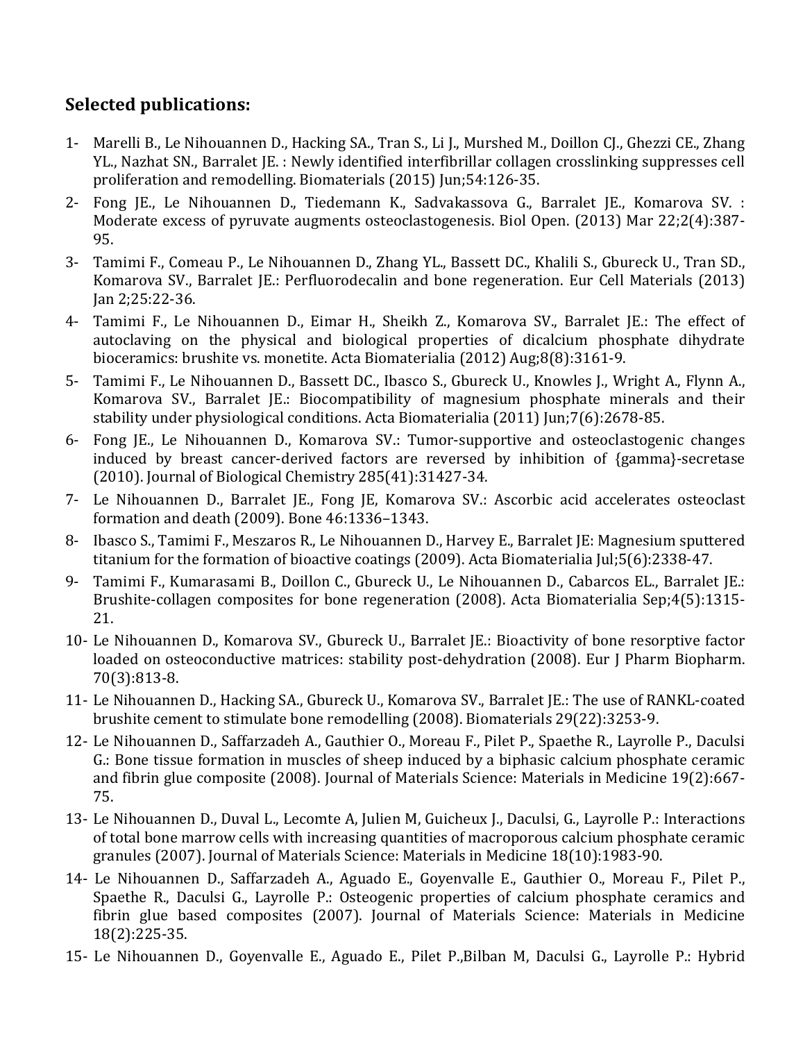**Selected publications:**

1- Marelli B., Le Nihouannen D., Hacking SA., Tran S., Li J., Murshed M., Doillon CJ., Ghezzi CE., Zhang YL., Nazhat SN., Barralet JE. : Newly identified interfibrillar collagen crosslinking suppresses cell proliferation and remodelling. Biomaterials (2015) Jun;54:126-35.

2- Fong JE., Le Nihouannen D., Tiedemann K., Sadvakassova G., Barralet JE., Komarova SV. : Moderate excess of pyruvate augments osteoclastogenesis. Biol Open. (2013) Mar 22;2(4):387-95.

3- Tamimi F., Comeau P., Le Nihouannen D., Zhang YL., Bassett DC., Khalili S., Gbureck U., Tran SD., Komarova SV., Barralet JE.: Perfluorodecalin and bone regeneration. Eur Cell Materials (2013) Jan 2;25:22-36.

4- Tamimi F., Le Nihouannen D., Eimar H., Sheikh Z., Komarova SV., Barralet JE.: The effect of autoclaving on the physical and biological properties of dicalcium phosphate dihydrate bioceramics: brushite vs. monetite. Acta Biomaterialia (2012) Aug;8(8):3161-9.

5- Tamimi F., Le Nihouannen D., Bassett DC., Ibasco S., Gbureck U., Knowles J., Wright A., Flynn A., Komarova SV., Barralet JE.: Biocompatibility of magnesium phosphate minerals and their stability under physiological conditions. Acta Biomaterialia (2011) Jun;7(6):2678-85.

6- Fong JE., Le Nihouannen D., Komarova SV.: Tumor-supportive and osteoclastogenic changes induced by breast cancer-derived factors are reversed by inhibition of {gamma}-secretase (2010). Journal of Biological Chemistry 285(41):31427-34.

7- Le Nihouannen D., Barralet JE., Fong JE, Komarova SV.: Ascorbic acid accelerates osteoclast formation and death (2009). Bone 46:1336–1343.

8- Ibasco S., Tamimi F., Meszaros R., Le Nihouannen D., Harvey E., Barralet JE: Magnesium sputtered titanium for the formation of bioactive coatings (2009). Acta Biomaterialia Jul;5(6):2338-47.

9- Tamimi F., Kumarasami B., Doillon C., Gbureck U., Le Nihouannen D., Cabarcos EL., Barralet JE.: Brushite-collagen composites for bone regeneration (2008). Acta Biomaterialia Sep;4(5):1315-21.

10- Le Nihouannen D., Komarova SV., Gbureck U., Barralet JE.: Bioactivity of bone resorptive factor loaded on osteoconductive matrices: stability post-dehydration (2008). Eur J Pharm Biopharm. 70(3):813-8.

11- Le Nihouannen D., Hacking SA., Gbureck U., Komarova SV., Barralet JE.: The use of RANKL-coated brushite cement to stimulate bone remodelling (2008). Biomaterials 29(22):3253-9.

12- Le Nihouannen D., Saffarzadeh A., Gauthier O., Moreau F., Pilet P., Spaethe R., Layrolle P., Daculsi G.: Bone tissue formation in muscles of sheep induced by a biphasic calcium phosphate ceramic and fibrin glue composite (2008). Journal of Materials Science: Materials in Medicine 19(2):667-75.

13- Le Nihouannen D., Duval L., Lecomte A, Julien M, Guicheux J., Daculsi, G., Layrolle P.: Interactions of total bone marrow cells with increasing quantities of macroporous calcium phosphate ceramic granules (2007). Journal of Materials Science: Materials in Medicine 18(10):1983-90.

14- Le Nihouannen D., Saffarzadeh A., Aguado E., Goyenvalle E., Gauthier O., Moreau F., Pilet P., Spaethe R., Daculsi G., Layrolle P.: Osteogenic properties of calcium phosphate ceramics and fibrin glue based composites (2007). Journal of Materials Science: Materials in Medicine 18(2):225-35.

15- Le Nihouannen D., Goyenvalle E., Aguado E., Pilet P.,Bilban M, Daculsi G., Layrolle P.: Hybrid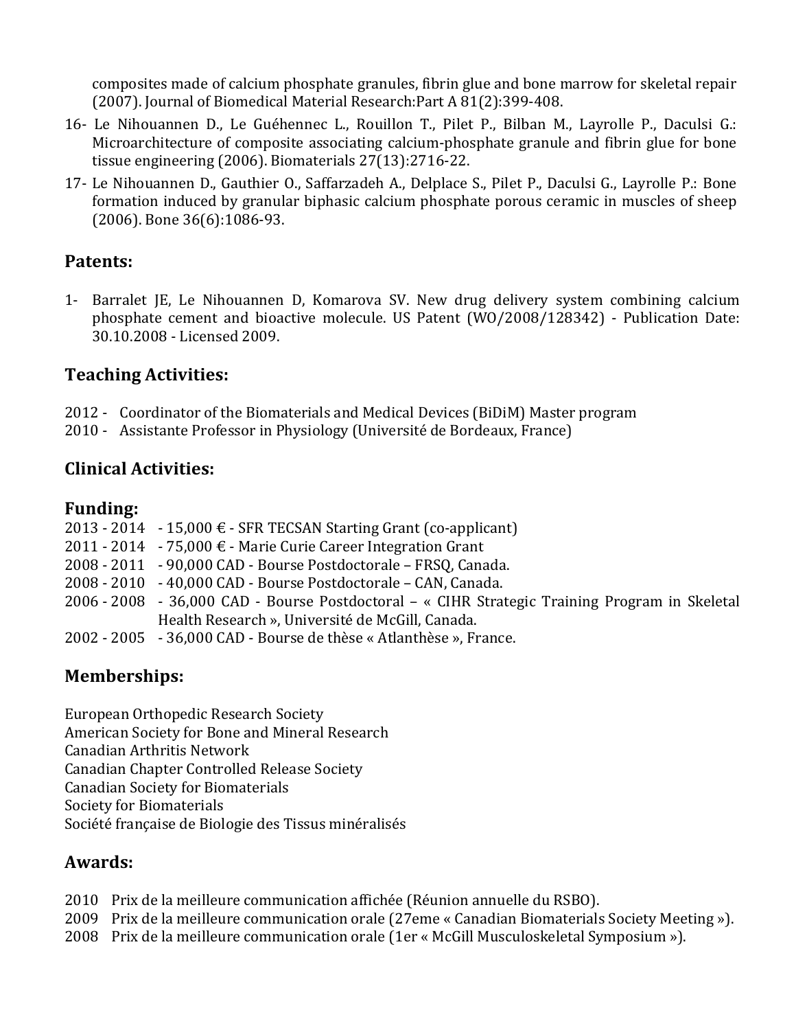composites made of calcium phosphate granules, fibrin glue and bone marrow for skeletal repair (2007). Journal of Biomedical Material Research:Part A 81(2):399-408.

16- Le Nihouannen D., Le Guéhennec L., Rouillon T., Pilet P., Bilban M., Layrolle P., Daculsi G.: Microarchitecture of composite associating calcium-phosphate granule and fibrin glue for bone tissue engineering (2006). Biomaterials 27(13):2716-22.

17- Le Nihouannen D., Gauthier O., Saffarzadeh A., Delplace S., Pilet P., Daculsi G., Layrolle P.: Bone formation induced by granular biphasic calcium phosphate porous ceramic in muscles of sheep (2006). Bone 36(6):1086-93.

## Patents:

1- Barralet JE, Le Nihouannen D, Komarova SV. New drug delivery system combining calcium phosphate cement and bioactive molecule. US Patent (WO/2008/128342) - Publication Date: 30.10.2008 - Licensed 2009.

## Teaching Activities:

2012 - Coordinator of the Biomaterials and Medical Devices (BiDiM) Master program
2010 - Assistante Professor in Physiology (Université de Bordeaux, France)

## Clinical Activities:

## Funding:

2013 - 2014 - 15,000 € - SFR TECSAN Starting Grant (co-applicant)
2011 - 2014 - 75,000 € - Marie Curie Career Integration Grant
2008 - 2011 - 90,000 CAD - Bourse Postdoctorale – FRSQ, Canada.
2008 - 2010 - 40,000 CAD - Bourse Postdoctorale – CAN, Canada.
2006 - 2008 - 36,000 CAD - Bourse Postdoctoral – « CIHR Strategic Training Program in Skeletal Health Research », Université de McGill, Canada.
2002 - 2005 - 36,000 CAD - Bourse de thèse « Atlanthèse », France.

## Memberships:

European Orthopedic Research Society
American Society for Bone and Mineral Research
Canadian Arthritis Network
Canadian Chapter Controlled Release Society
Canadian Society for Biomaterials
Society for Biomaterials
Société française de Biologie des Tissus minéralisés

## Awards:

2010 Prix de la meilleure communication affichée (Réunion annuelle du RSBO).
2009 Prix de la meilleure communication orale (27eme « Canadian Biomaterials Society Meeting »).
2008 Prix de la meilleure communication orale (1er « McGill Musculoskeletal Symposium »).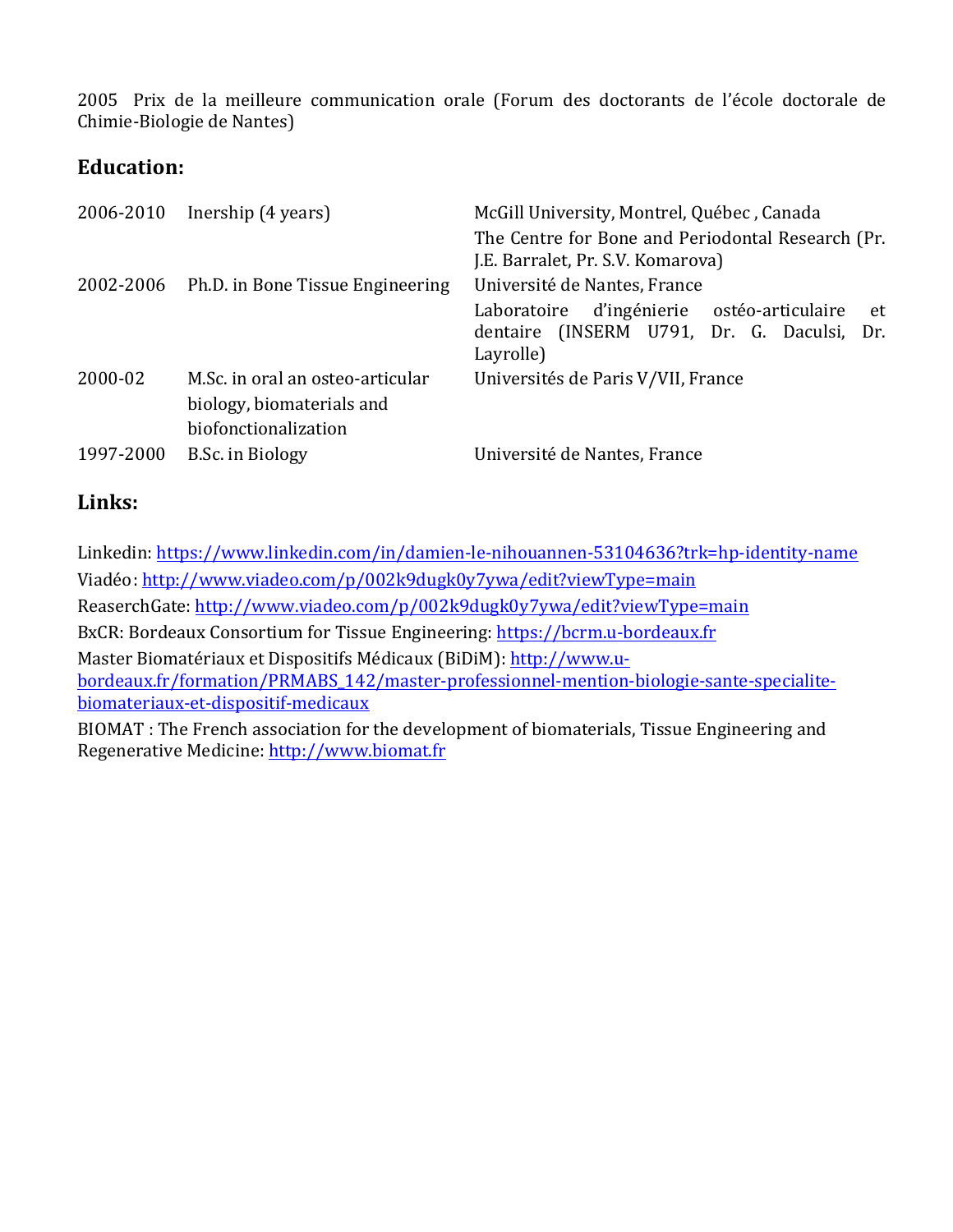2005 Prix de la meilleure communication orale (Forum des doctorants de l'école doctorale de Chimie-Biologie de Nantes)

## Education:

| | | |
|---|---|---|
| 2006-2010 | Inership (4 years) | McGill University, Montrel, Québec , Canada<br>The Centre for Bone and Periodontal Research (Pr. J.E. Barralet, Pr. S.V. Komarova) |
| 2002-2006 | Ph.D. in Bone Tissue Engineering | Université de Nantes, France<br>Laboratoire d'ingénierie ostéo-articulaire et dentaire (INSERM U791, Dr. G. Daculsi, Dr. Layrolle) |
| 2000-02 | M.Sc. in oral an osteo-articular biology, biomaterials and biofonctionalization | Universités de Paris V/VII, France |
| 1997-2000 | B.Sc. in Biology | Université de Nantes, France |

## Links:

Linkedin: https://www.linkedin.com/in/damien-le-nihouannen-53104636?trk=hp-identity-name

Viadéo: http://www.viadeo.com/p/002k9dugk0y7ywa/edit?viewType=main

ReaserchGate: http://www.viadeo.com/p/002k9dugk0y7ywa/edit?viewType=main

BxCR: Bordeaux Consortium for Tissue Engineering: https://bcrm.u-bordeaux.fr

Master Biomatériaux et Dispositifs Médicaux (BiDiM): http://www.u-bordeaux.fr/formation/PRMABS_142/master-professionnel-mention-biologie-sante-specialite-biomateriaux-et-dispositif-medicaux

BIOMAT : The French association for the development of biomaterials, Tissue Engineering and Regenerative Medicine: http://www.biomat.fr